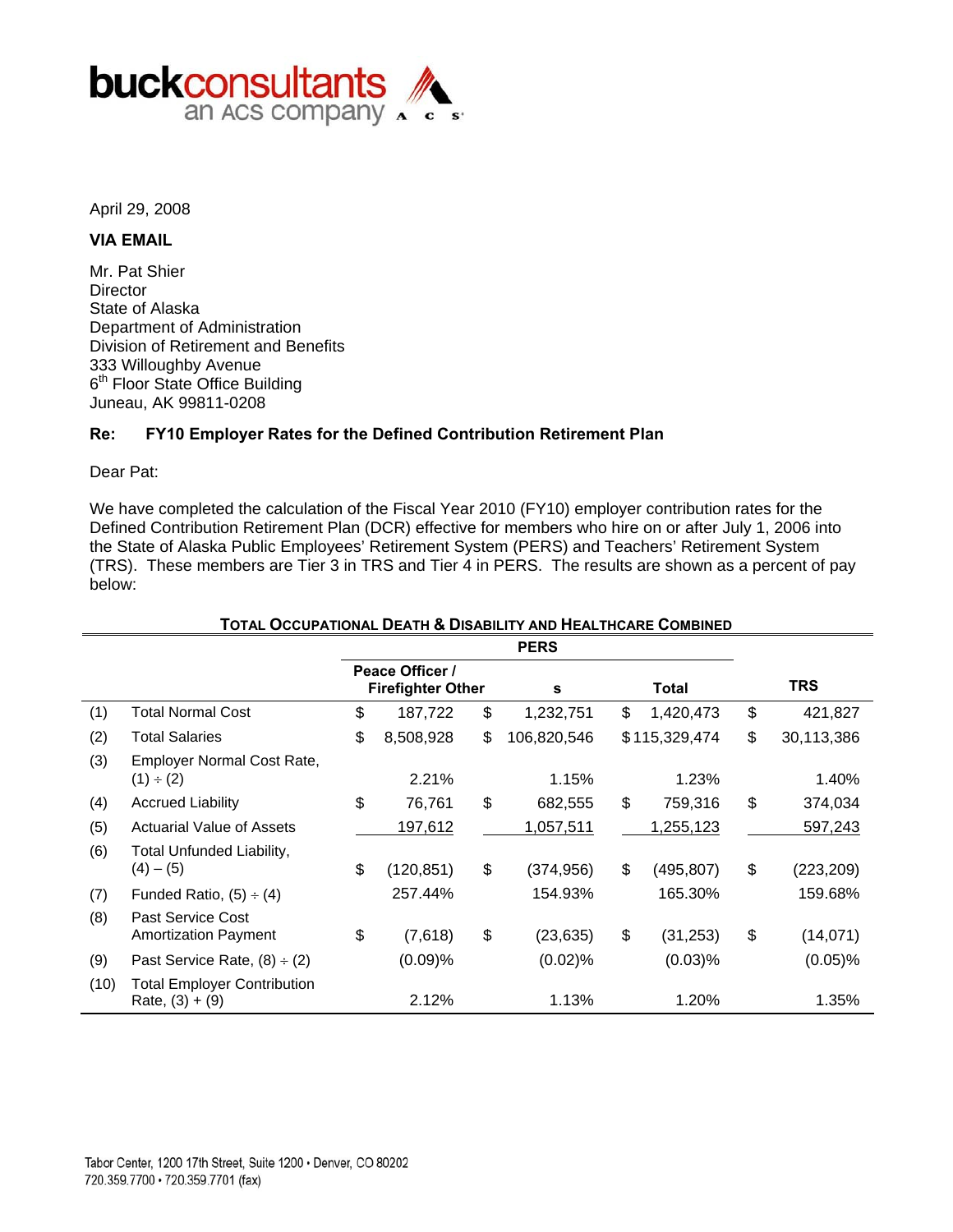buckconsultants
an ACS company

April 29, 2008

**VIA EMAIL**

Mr. Pat Shier
Director
State of Alaska
Department of Administration
Division of Retirement and Benefits
333 Willoughby Avenue
6th Floor State Office Building
Juneau, AK 99811-0208

**Re: FY10 Employer Rates for the Defined Contribution Retirement Plan**

Dear Pat:

We have completed the calculation of the Fiscal Year 2010 (FY10) employer contribution rates for the Defined Contribution Retirement Plan (DCR) effective for members who hire on or after July 1, 2006 into the State of Alaska Public Employees' Retirement System (PERS) and Teachers' Retirement System (TRS). These members are Tier 3 in TRS and Tier 4 in PERS. The results are shown as a percent of pay below:

**TOTAL OCCUPATIONAL DEATH & DISABILITY AND HEALTHCARE COMBINED**

| | | PERS | | | |
|---|---|---|---|---|---|
| | | Peace Officer / Firefighter | Others | Total | TRS |
| (1) | Total Normal Cost | $ 187,722 | $ 1,232,751 | $ 1,420,473 | $ 421,827 |
| (2) | Total Salaries | $ 8,508,928 | $ 106,820,546 | $ 115,329,474 | $ 30,113,386 |
| (3) | Employer Normal Cost Rate, (1) ÷ (2) | 2.21% | 1.15% | 1.23% | 1.40% |
| (4) | Accrued Liability | $ 76,761 | $ 682,555 | $ 759,316 | $ 374,034 |
| (5) | Actuarial Value of Assets | 197,612 | 1,057,511 | 1,255,123 | 597,243 |
| (6) | Total Unfunded Liability, (4) – (5) | $ (120,851) | $ (374,956) | $ (495,807) | $ (223,209) |
| (7) | Funded Ratio, (5) ÷ (4) | 257.44% | 154.93% | 165.30% | 159.68% |
| (8) | Past Service Cost Amortization Payment | $ (7,618) | $ (23,635) | $ (31,253) | $ (14,071) |
| (9) | Past Service Rate, (8) ÷ (2) | (0.09)% | (0.02)% | (0.03)% | (0.05)% |
| (10) | Total Employer Contribution Rate, (3) + (9) | 2.12% | 1.13% | 1.20% | 1.35% |

Tabor Center, 1200 17th Street, Suite 1200 • Denver, CO 80202
720.359.7700 • 720.359.7701 (fax)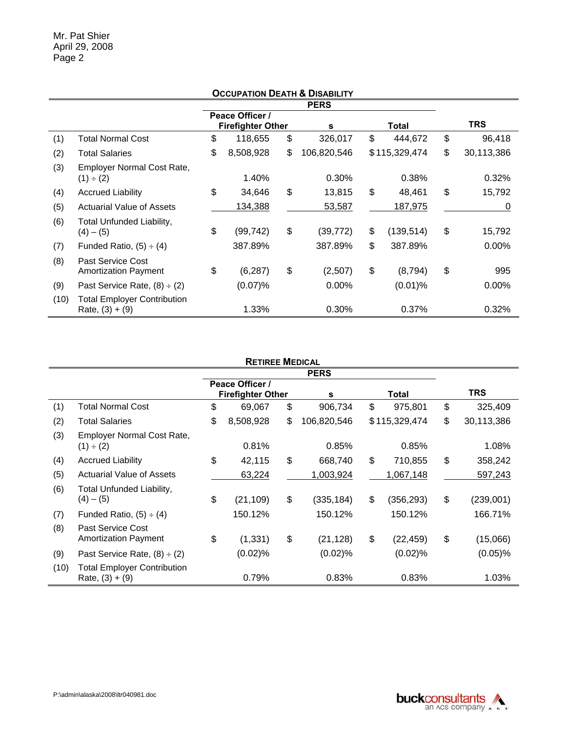Mr. Pat Shier
April 29, 2008
Page 2

### Occupation Death & Disability

| | | PERS | | | TRS |
|---|---|---|---|---|---|
| | | Peace Officer / Firefighter | Others | Total | |
| (1) | Total Normal Cost | $ 118,655 | $ 326,017 | $ 444,672 | $ 96,418 |
| (2) | Total Salaries | $ 8,508,928 | $ 106,820,546 | $ 115,329,474 | $ 30,113,386 |
| (3) | Employer Normal Cost Rate, (1) ÷ (2) | 1.40% | 0.30% | 0.38% | 0.32% |
| (4) | Accrued Liability | $ 34,646 | $ 13,815 | $ 48,461 | $ 15,792 |
| (5) | Actuarial Value of Assets | 134,388 | 53,587 | 187,975 | 0 |
| (6) | Total Unfunded Liability, (4) – (5) | $ (99,742) | $ (39,772) | $ (139,514) | $ 15,792 |
| (7) | Funded Ratio, (5) ÷ (4) | 387.89% | 387.89% | $ 387.89% | 0.00% |
| (8) | Past Service Cost Amortization Payment | $ (6,287) | $ (2,507) | $ (8,794) | $ 995 |
| (9) | Past Service Rate, (8) ÷ (2) | (0.07)% | 0.00% | (0.01)% | 0.00% |
| (10) | Total Employer Contribution Rate, (3) + (9) | 1.33% | 0.30% | 0.37% | 0.32% |

### Retiree Medical

| | | PERS | | | TRS |
|---|---|---|---|---|---|
| | | Peace Officer / Firefighter | Others | Total | |
| (1) | Total Normal Cost | $ 69,067 | $ 906,734 | $ 975,801 | $ 325,409 |
| (2) | Total Salaries | $ 8,508,928 | $ 106,820,546 | $ 115,329,474 | $ 30,113,386 |
| (3) | Employer Normal Cost Rate, (1) ÷ (2) | 0.81% | 0.85% | 0.85% | 1.08% |
| (4) | Accrued Liability | $ 42,115 | $ 668,740 | $ 710,855 | $ 358,242 |
| (5) | Actuarial Value of Assets | 63,224 | 1,003,924 | 1,067,148 | 597,243 |
| (6) | Total Unfunded Liability, (4) – (5) | $ (21,109) | $ (335,184) | $ (356,293) | $ (239,001) |
| (7) | Funded Ratio, (5) ÷ (4) | 150.12% | 150.12% | 150.12% | 166.71% |
| (8) | Past Service Cost Amortization Payment | $ (1,331) | $ (21,128) | $ (22,459) | $ (15,066) |
| (9) | Past Service Rate, (8) ÷ (2) | (0.02)% | (0.02)% | (0.02)% | (0.05)% |
| (10) | Total Employer Contribution Rate, (3) + (9) | 0.79% | 0.83% | 0.83% | 1.03% |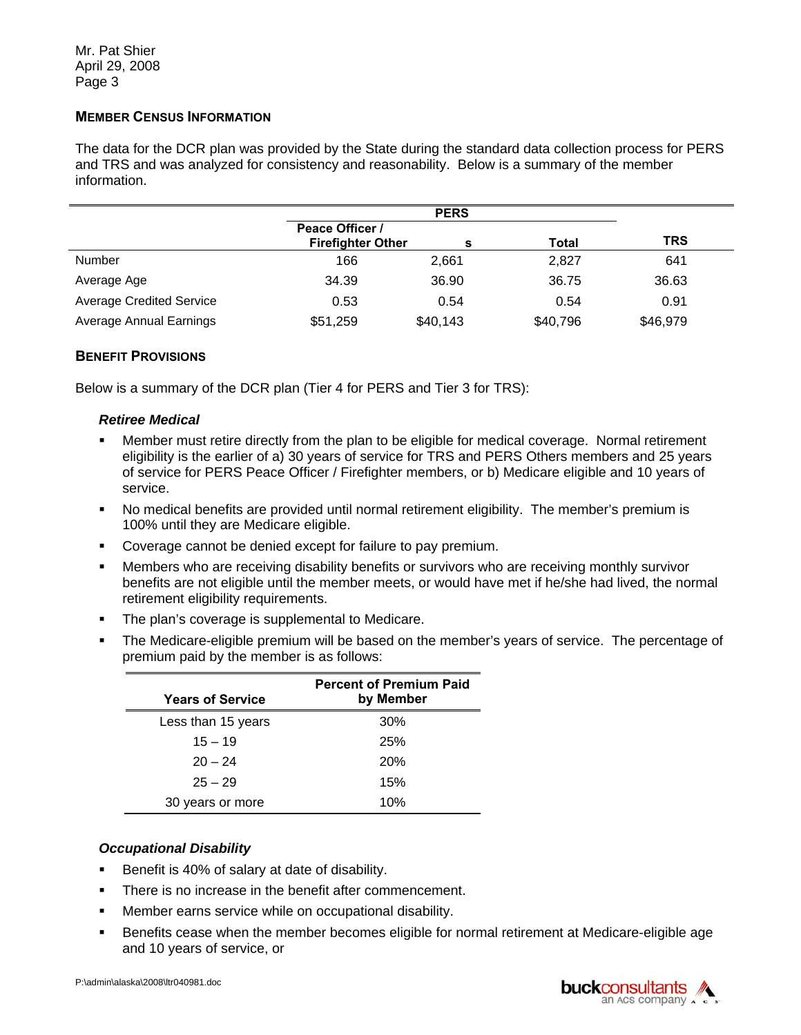Mr. Pat Shier
April 29, 2008

## MEMBER CENSUS INFORMATION

The data for the DCR plan was provided by the State during the standard data collection process for PERS and TRS and was analyzed for consistency and reasonability. Below is a summary of the member information.

| | PERS | | | |
|---|---|---|---|---|
| | Peace Officer / Firefighter | Others | Total | TRS |
| Number | 166 | 2,661 | 2,827 | 641 |
| Average Age | 34.39 | 36.90 | 36.75 | 36.63 |
| Average Credited Service | 0.53 | 0.54 | 0.54 | 0.91 |
| Average Annual Earnings | $51,259 | $40,143 | $40,796 | $46,979 |

## BENEFIT PROVISIONS

Below is a summary of the DCR plan (Tier 4 for PERS and Tier 3 for TRS):

### *Retiree Medical*

- Member must retire directly from the plan to be eligible for medical coverage. Normal retirement eligibility is the earlier of a) 30 years of service for TRS and PERS Others members and 25 years of service for PERS Peace Officer / Firefighter members, or b) Medicare eligible and 10 years of service.
- No medical benefits are provided until normal retirement eligibility. The member's premium is 100% until they are Medicare eligible.
- Coverage cannot be denied except for failure to pay premium.
- Members who are receiving disability benefits or survivors who are receiving monthly survivor benefits are not eligible until the member meets, or would have met if he/she had lived, the normal retirement eligibility requirements.
- The plan's coverage is supplemental to Medicare.
- The Medicare-eligible premium will be based on the member's years of service. The percentage of premium paid by the member is as follows:

| Years of Service | Percent of Premium Paid by Member |
|---|---|
| Less than 15 years | 30% |
| 15 – 19 | 25% |
| 20 – 24 | 20% |
| 25 – 29 | 15% |
| 30 years or more | 10% |

### *Occupational Disability*

- Benefit is 40% of salary at date of disability.
- There is no increase in the benefit after commencement.
- Member earns service while on occupational disability.
- Benefits cease when the member becomes eligible for normal retirement at Medicare-eligible age and 10 years of service, or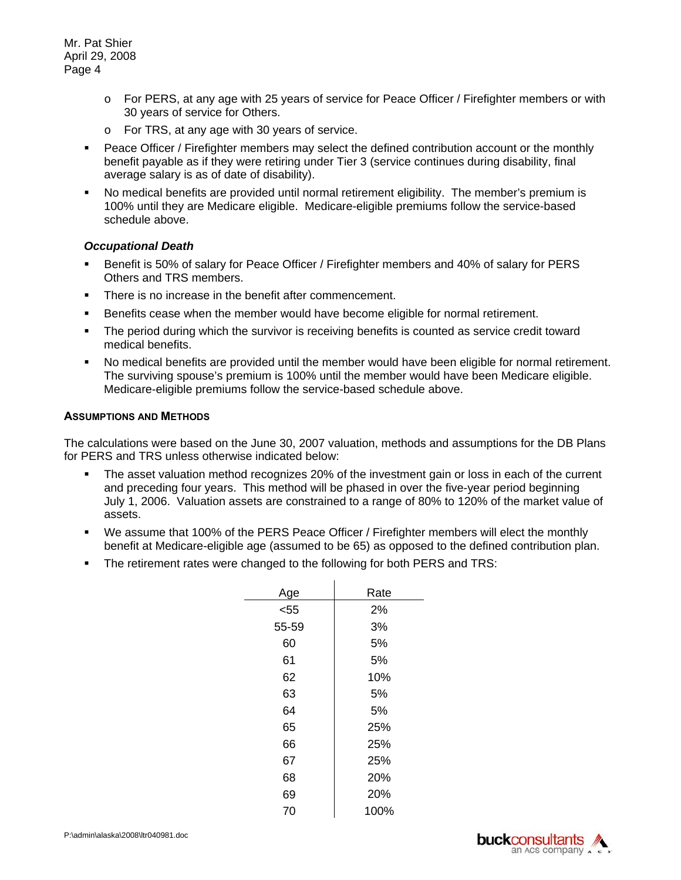- For PERS, at any age with 25 years of service for Peace Officer / Firefighter members or with 30 years of service for Others.
  - For TRS, at any age with 30 years of service.
- Peace Officer / Firefighter members may select the defined contribution account or the monthly benefit payable as if they were retiring under Tier 3 (service continues during disability, final average salary is as of date of disability).
- No medical benefits are provided until normal retirement eligibility. The member's premium is 100% until they are Medicare eligible. Medicare-eligible premiums follow the service-based schedule above.

***Occupational Death***

- Benefit is 50% of salary for Peace Officer / Firefighter members and 40% of salary for PERS Others and TRS members.
- There is no increase in the benefit after commencement.
- Benefits cease when the member would have become eligible for normal retirement.
- The period during which the survivor is receiving benefits is counted as service credit toward medical benefits.
- No medical benefits are provided until the member would have been eligible for normal retirement. The surviving spouse's premium is 100% until the member would have been Medicare eligible. Medicare-eligible premiums follow the service-based schedule above.

**ASSUMPTIONS AND METHODS**

The calculations were based on the June 30, 2007 valuation, methods and assumptions for the DB Plans for PERS and TRS unless otherwise indicated below:

- The asset valuation method recognizes 20% of the investment gain or loss in each of the current and preceding four years. This method will be phased in over the five-year period beginning July 1, 2006. Valuation assets are constrained to a range of 80% to 120% of the market value of assets.
- We assume that 100% of the PERS Peace Officer / Firefighter members will elect the monthly benefit at Medicare-eligible age (assumed to be 65) as opposed to the defined contribution plan.
- The retirement rates were changed to the following for both PERS and TRS:

| Age | Rate |
|---|---|
| <55 | 2% |
| 55-59 | 3% |
| 60 | 5% |
| 61 | 5% |
| 62 | 10% |
| 63 | 5% |
| 64 | 5% |
| 65 | 25% |
| 66 | 25% |
| 67 | 25% |
| 68 | 20% |
| 69 | 20% |
| 70 | 100% |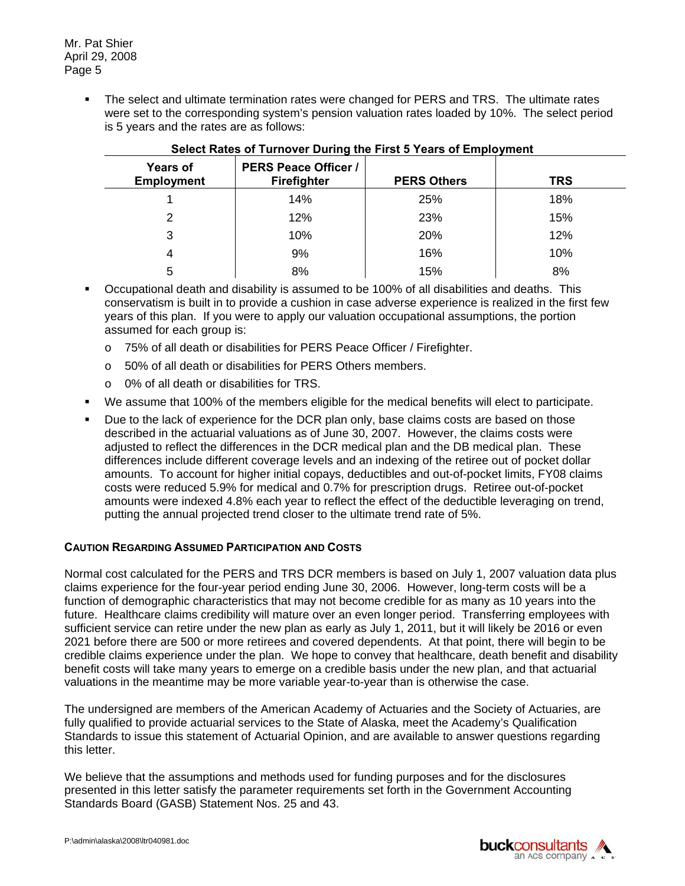- The select and ultimate termination rates were changed for PERS and TRS. The ultimate rates were set to the corresponding system's pension valuation rates loaded by 10%. The select period is 5 years and the rates are as follows:

**Select Rates of Turnover During the First 5 Years of Employment**

| Years of Employment | PERS Peace Officer / Firefighter | PERS Others | TRS |
|---|---|---|---|
| 1 | 14% | 25% | 18% |
| 2 | 12% | 23% | 15% |
| 3 | 10% | 20% | 12% |
| 4 | 9% | 16% | 10% |
| 5 | 8% | 15% | 8% |

- Occupational death and disability is assumed to be 100% of all disabilities and deaths. This conservatism is built in to provide a cushion in case adverse experience is realized in the first few years of this plan. If you were to apply our valuation occupational assumptions, the portion assumed for each group is:
  - 75% of all death or disabilities for PERS Peace Officer / Firefighter.
  - 50% of all death or disabilities for PERS Others members.
  - 0% of all death or disabilities for TRS.
- We assume that 100% of the members eligible for the medical benefits will elect to participate.
- Due to the lack of experience for the DCR plan only, base claims costs are based on those described in the actuarial valuations as of June 30, 2007. However, the claims costs were adjusted to reflect the differences in the DCR medical plan and the DB medical plan. These differences include different coverage levels and an indexing of the retiree out of pocket dollar amounts. To account for higher initial copays, deductibles and out-of-pocket limits, FY08 claims costs were reduced 5.9% for medical and 0.7% for prescription drugs. Retiree out-of-pocket amounts were indexed 4.8% each year to reflect the effect of the deductible leveraging on trend, putting the annual projected trend closer to the ultimate trend rate of 5%.

### CAUTION REGARDING ASSUMED PARTICIPATION AND COSTS

Normal cost calculated for the PERS and TRS DCR members is based on July 1, 2007 valuation data plus claims experience for the four-year period ending June 30, 2006. However, long-term costs will be a function of demographic characteristics that may not become credible for as many as 10 years into the future. Healthcare claims credibility will mature over an even longer period. Transferring employees with sufficient service can retire under the new plan as early as July 1, 2011, but it will likely be 2016 or even 2021 before there are 500 or more retirees and covered dependents. At that point, there will begin to be credible claims experience under the plan. We hope to convey that healthcare, death benefit and disability benefit costs will take many years to emerge on a credible basis under the new plan, and that actuarial valuations in the meantime may be more variable year-to-year than is otherwise the case.

The undersigned are members of the American Academy of Actuaries and the Society of Actuaries, are fully qualified to provide actuarial services to the State of Alaska, meet the Academy's Qualification Standards to issue this statement of Actuarial Opinion, and are available to answer questions regarding this letter.

We believe that the assumptions and methods used for funding purposes and for the disclosures presented in this letter satisfy the parameter requirements set forth in the Government Accounting Standards Board (GASB) Statement Nos. 25 and 43.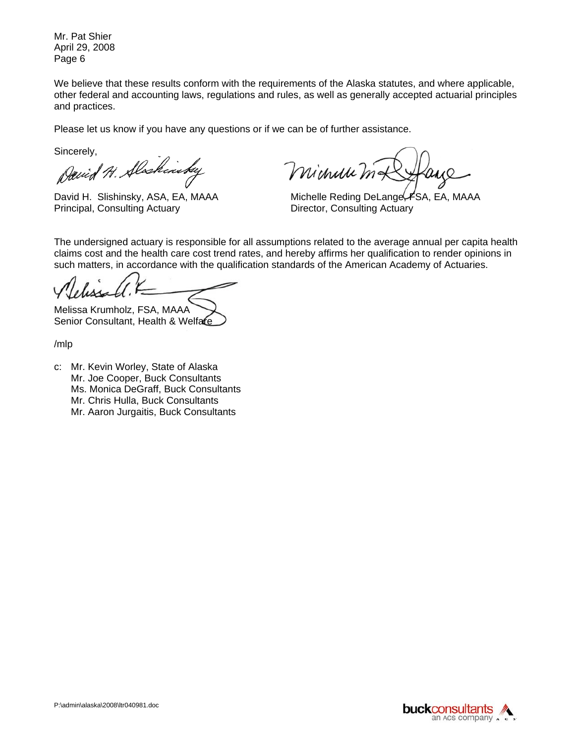Mr. Pat Shier
April 29, 2008
Page 6

We believe that these results conform with the requirements of the Alaska statutes, and where applicable, other federal and accounting laws, regulations and rules, as well as generally accepted actuarial principles and practices.

Please let us know if you have any questions or if we can be of further assistance.

Sincerely,

David H. Slishinsky, ASA, EA, MAAA
Principal, Consulting Actuary

Michelle Reding DeLange, FSA, EA, MAAA
Director, Consulting Actuary

The undersigned actuary is responsible for all assumptions related to the average annual per capita health claims cost and the health care cost trend rates, and hereby affirms her qualification to render opinions in such matters, in accordance with the qualification standards of the American Academy of Actuaries.

Melissa Krumholz, FSA, MAAA
Senior Consultant, Health & Welfare

/mlp

c: Mr. Kevin Worley, State of Alaska
Mr. Joe Cooper, Buck Consultants
Ms. Monica DeGraff, Buck Consultants
Mr. Chris Hulla, Buck Consultants
Mr. Aaron Jurgaitis, Buck Consultants

P:\admin\alaska\2008\ltr040981.doc